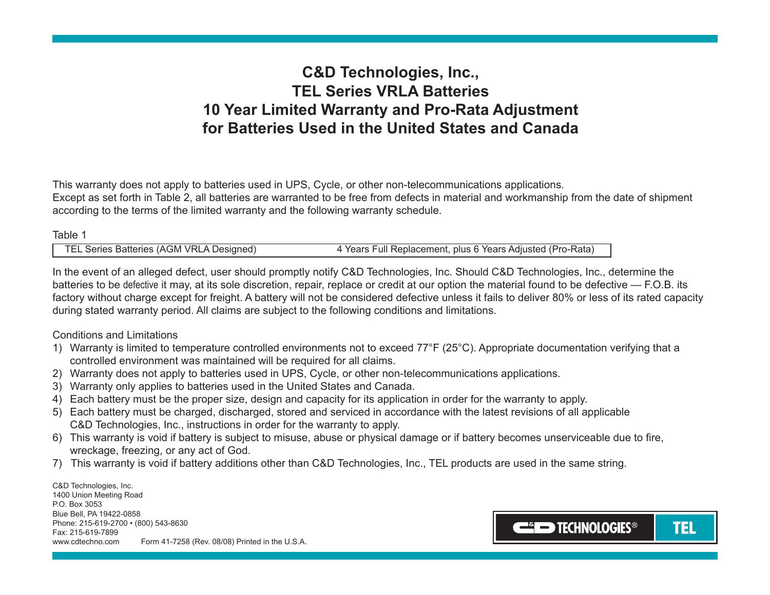# C&D Technologies, Inc.,
# TEL Series VRLA Batteries
# 10 Year Limited Warranty and Pro-Rata Adjustment
# for Batteries Used in the United States and Canada

This warranty does not apply to batteries used in UPS, Cycle, or other non-telecommunications applications.
Except as set forth in Table 2, all batteries are warranted to be free from defects in material and workmanship from the date of shipment according to the terms of the limited warranty and the following warranty schedule.

Table 1

| | |
|---|---|
| TEL Series Batteries (AGM VRLA Designed) | 4 Years Full Replacement, plus 6 Years Adjusted (Pro-Rata) |

In the event of an alleged defect, user should promptly notify C&D Technologies, Inc. Should C&D Technologies, Inc., determine the batteries to be defective it may, at its sole discretion, repair, replace or credit at our option the material found to be defective — F.O.B. its factory without charge except for freight. A battery will not be considered defective unless it fails to deliver 80% or less of its rated capacity during stated warranty period. All claims are subject to the following conditions and limitations.

Conditions and Limitations

1) Warranty is limited to temperature controlled environments not to exceed 77°F (25°C). Appropriate documentation verifying that a controlled environment was maintained will be required for all claims.
2) Warranty does not apply to batteries used in UPS, Cycle, or other non-telecommunications applications.
3) Warranty only applies to batteries used in the United States and Canada.
4) Each battery must be the proper size, design and capacity for its application in order for the warranty to apply.
5) Each battery must be charged, discharged, stored and serviced in accordance with the latest revisions of all applicable C&D Technologies, Inc., instructions in order for the warranty to apply.
6) This warranty is void if battery is subject to misuse, abuse or physical damage or if battery becomes unserviceable due to fire, wreckage, freezing, or any act of God.
7) This warranty is void if battery additions other than C&D Technologies, Inc., TEL products are used in the same string.

C&D Technologies, Inc.
1400 Union Meeting Road
P.O. Box 3053
Blue Bell, PA 19422-0858
Phone: 215-619-2700 • (800) 543-8630
Fax: 215-619-7899
www.cdtechno.com Form 41-7258 (Rev. 08/08) Printed in the U.S.A.

C&D TECHNOLOGIES® TEL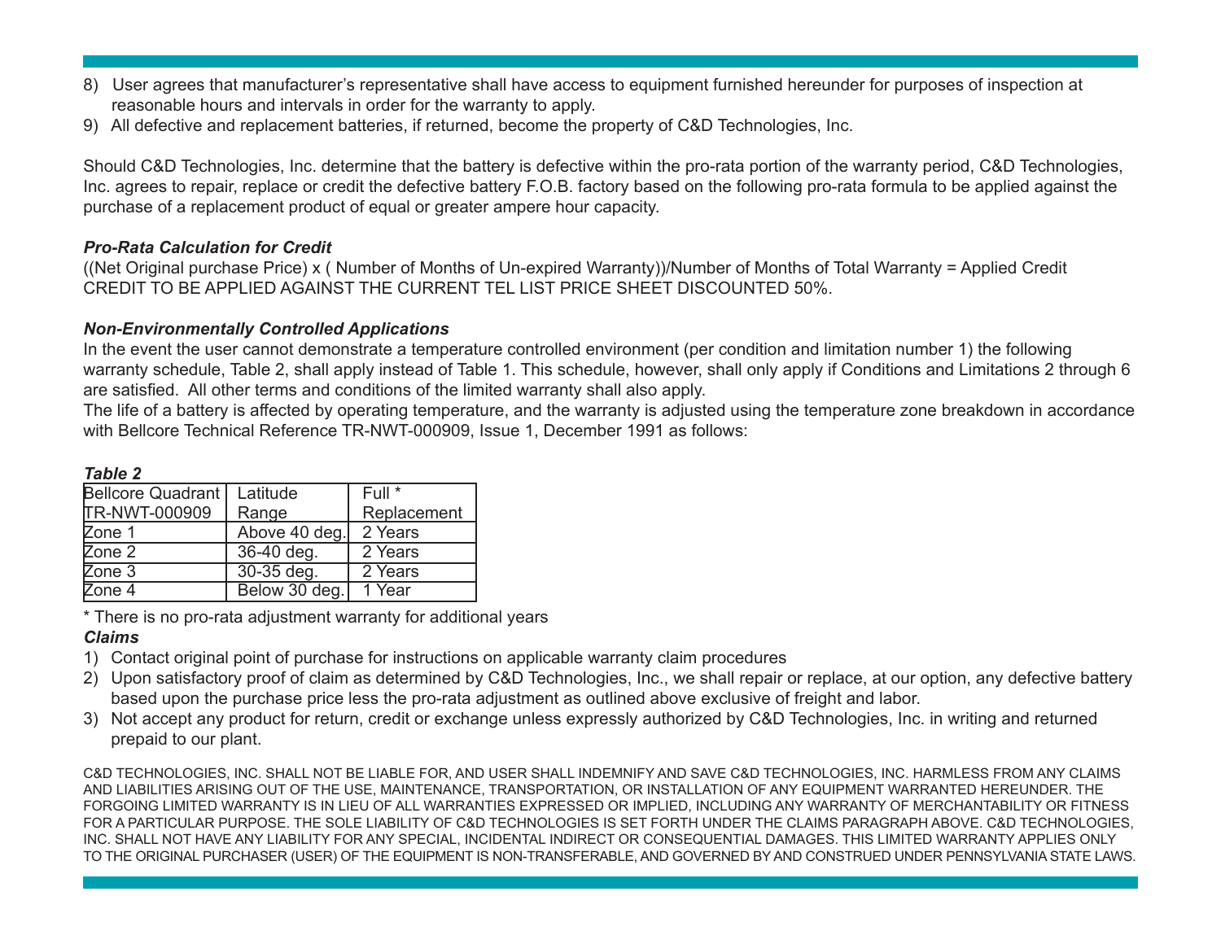8) User agrees that manufacturer's representative shall have access to equipment furnished hereunder for purposes of inspection at reasonable hours and intervals in order for the warranty to apply.
9) All defective and replacement batteries, if returned, become the property of C&D Technologies, Inc.

Should C&D Technologies, Inc. determine that the battery is defective within the pro-rata portion of the warranty period, C&D Technologies, Inc. agrees to repair, replace or credit the defective battery F.O.B. factory based on the following pro-rata formula to be applied against the purchase of a replacement product of equal or greater ampere hour capacity.

***Pro-Rata Calculation for Credit***

((Net Original purchase Price) x ( Number of Months of Un-expired Warranty))/Number of Months of Total Warranty = Applied Credit
CREDIT TO BE APPLIED AGAINST THE CURRENT TEL LIST PRICE SHEET DISCOUNTED 50%.

***Non-Environmentally Controlled Applications***

In the event the user cannot demonstrate a temperature controlled environment (per condition and limitation number 1) the following warranty schedule, Table 2, shall apply instead of Table 1. This schedule, however, shall only apply if Conditions and Limitations 2 through 6 are satisfied. All other terms and conditions of the limited warranty shall also apply.
The life of a battery is affected by operating temperature, and the warranty is adjusted using the temperature zone breakdown in accordance with Bellcore Technical Reference TR-NWT-000909, Issue 1, December 1991 as follows:

***Table 2***

| Bellcore Quadrant TR-NWT-000909 | Latitude Range | Full * Replacement |
|---|---|---|
| Zone 1 | Above 40 deg. | 2 Years |
| Zone 2 | 36-40 deg. | 2 Years |
| Zone 3 | 30-35 deg. | 2 Years |
| Zone 4 | Below 30 deg. | 1 Year |

* There is no pro-rata adjustment warranty for additional years

***Claims***

1) Contact original point of purchase for instructions on applicable warranty claim procedures
2) Upon satisfactory proof of claim as determined by C&D Technologies, Inc., we shall repair or replace, at our option, any defective battery based upon the purchase price less the pro-rata adjustment as outlined above exclusive of freight and labor.
3) Not accept any product for return, credit or exchange unless expressly authorized by C&D Technologies, Inc. in writing and returned prepaid to our plant.

C&D TECHNOLOGIES, INC. SHALL NOT BE LIABLE FOR, AND USER SHALL INDEMNIFY AND SAVE C&D TECHNOLOGIES, INC. HARMLESS FROM ANY CLAIMS AND LIABILITIES ARISING OUT OF THE USE, MAINTENANCE, TRANSPORTATION, OR INSTALLATION OF ANY EQUIPMENT WARRANTED HEREUNDER. THE FORGOING LIMITED WARRANTY IS IN LIEU OF ALL WARRANTIES EXPRESSED OR IMPLIED, INCLUDING ANY WARRANTY OF MERCHANTABILITY OR FITNESS FOR A PARTICULAR PURPOSE. THE SOLE LIABILITY OF C&D TECHNOLOGIES IS SET FORTH UNDER THE CLAIMS PARAGRAPH ABOVE. C&D TECHNOLOGIES, INC. SHALL NOT HAVE ANY LIABILITY FOR ANY SPECIAL, INCIDENTAL INDIRECT OR CONSEQUENTIAL DAMAGES. THIS LIMITED WARRANTY APPLIES ONLY TO THE ORIGINAL PURCHASER (USER) OF THE EQUIPMENT IS NON-TRANSFERABLE, AND GOVERNED BY AND CONSTRUED UNDER PENNSYLVANIA STATE LAWS.